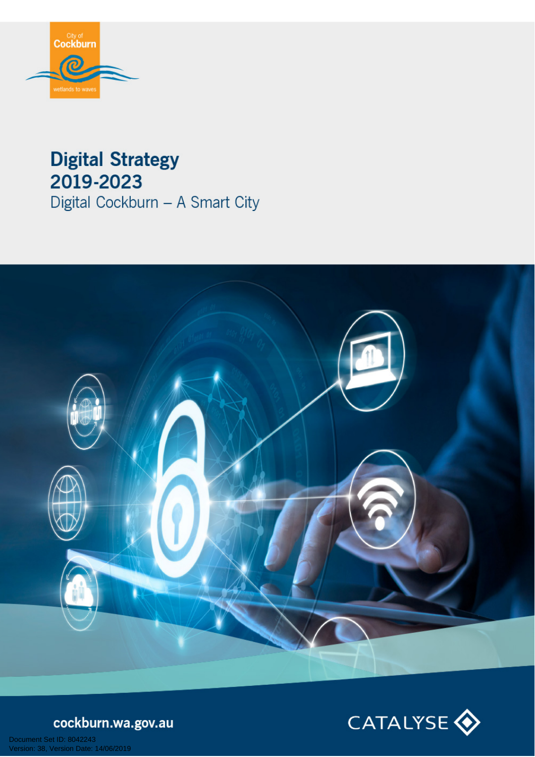City of Cockburn

wetlands to waves

# Digital Strategy 2019-2023

## Digital Cockburn – A Smart City

cockburn.wa.gov.au

CATALYSE

Document Set ID: 8042243
Version: 38, Version Date: 14/06/2019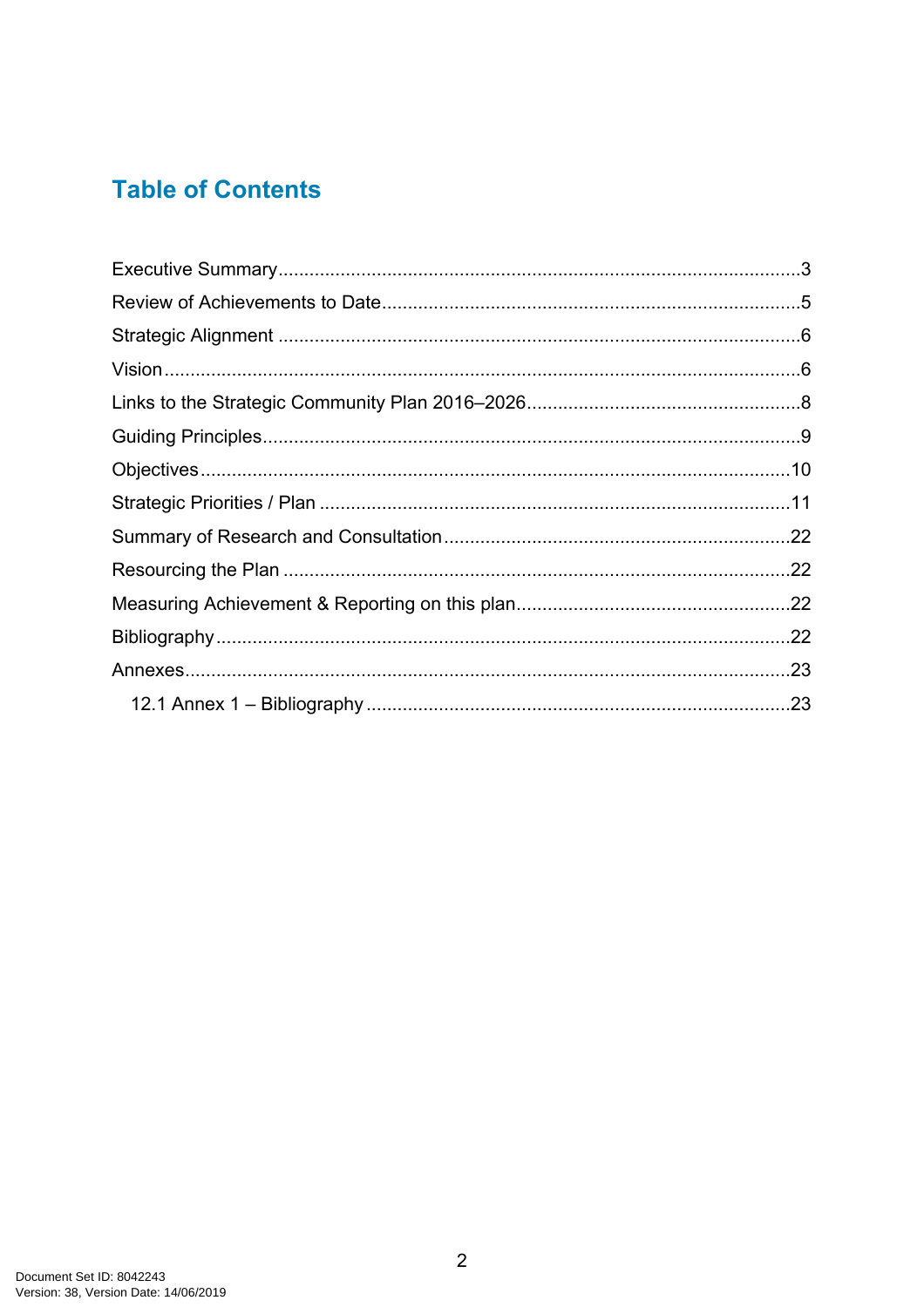# Table of Contents

Executive Summary ........................................................................................................3
Review of Achievements to Date ......................................................................................5
Strategic Alignment ........................................................................................................6
Vision ..........................................................................................................................6
Links to the Strategic Community Plan 2016–2026 ..........................................................8
Guiding Principles ..........................................................................................................9
Objectives ..................................................................................................................10
Strategic Priorities / Plan ...............................................................................................11
Summary of Research and Consultation .........................................................................22
Resourcing the Plan .....................................................................................................22
Measuring Achievement & Reporting on this plan ............................................................22
Bibliography ................................................................................................................22
Annexes ......................................................................................................................23
  12.1 Annex 1 – Bibliography ..........................................................................................23

Document Set ID: 8042243
Version: 38, Version Date: 14/06/2019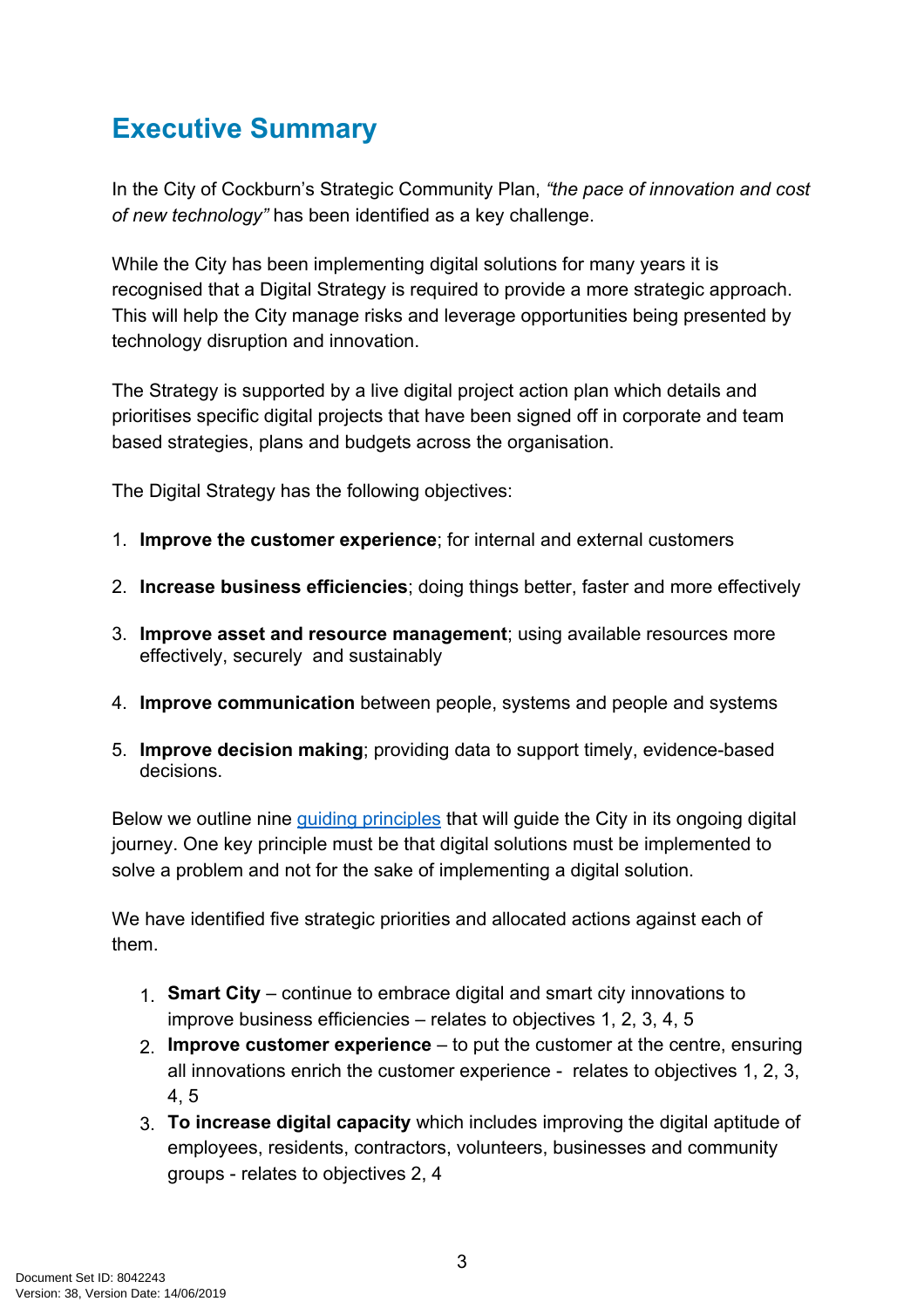## Executive Summary

In the City of Cockburn's Strategic Community Plan, *"the pace of innovation and cost of new technology"* has been identified as a key challenge.

While the City has been implementing digital solutions for many years it is recognised that a Digital Strategy is required to provide a more strategic approach. This will help the City manage risks and leverage opportunities being presented by technology disruption and innovation.

The Strategy is supported by a live digital project action plan which details and prioritises specific digital projects that have been signed off in corporate and team based strategies, plans and budgets across the organisation.

The Digital Strategy has the following objectives:

1. **Improve the customer experience**; for internal and external customers
2. **Increase business efficiencies**; doing things better, faster and more effectively
3. **Improve asset and resource management**; using available resources more effectively, securely and sustainably
4. **Improve communication** between people, systems and people and systems
5. **Improve decision making**; providing data to support timely, evidence-based decisions.

Below we outline nine guiding principles that will guide the City in its ongoing digital journey. One key principle must be that digital solutions must be implemented to solve a problem and not for the sake of implementing a digital solution.

We have identified five strategic priorities and allocated actions against each of them.

1. **Smart City** – continue to embrace digital and smart city innovations to improve business efficiencies – relates to objectives 1, 2, 3, 4, 5
2. **Improve customer experience** – to put the customer at the centre, ensuring all innovations enrich the customer experience - relates to objectives 1, 2, 3, 4, 5
3. **To increase digital capacity** which includes improving the digital aptitude of employees, residents, contractors, volunteers, businesses and community groups - relates to objectives 2, 4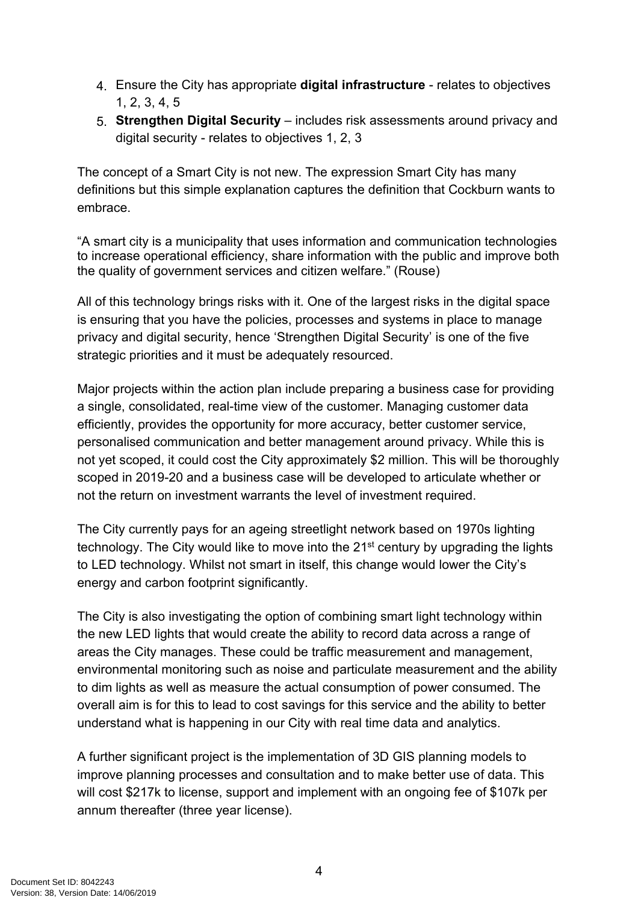4. Ensure the City has appropriate **digital infrastructure** - relates to objectives 1, 2, 3, 4, 5
5. **Strengthen Digital Security** – includes risk assessments around privacy and digital security - relates to objectives 1, 2, 3

The concept of a Smart City is not new. The expression Smart City has many definitions but this simple explanation captures the definition that Cockburn wants to embrace.

"A smart city is a municipality that uses information and communication technologies to increase operational efficiency, share information with the public and improve both the quality of government services and citizen welfare." (Rouse)

All of this technology brings risks with it. One of the largest risks in the digital space is ensuring that you have the policies, processes and systems in place to manage privacy and digital security, hence 'Strengthen Digital Security' is one of the five strategic priorities and it must be adequately resourced.

Major projects within the action plan include preparing a business case for providing a single, consolidated, real-time view of the customer. Managing customer data efficiently, provides the opportunity for more accuracy, better customer service, personalised communication and better management around privacy. While this is not yet scoped, it could cost the City approximately $2 million. This will be thoroughly scoped in 2019-20 and a business case will be developed to articulate whether or not the return on investment warrants the level of investment required.

The City currently pays for an ageing streetlight network based on 1970s lighting technology. The City would like to move into the 21st century by upgrading the lights to LED technology. Whilst not smart in itself, this change would lower the City's energy and carbon footprint significantly.

The City is also investigating the option of combining smart light technology within the new LED lights that would create the ability to record data across a range of areas the City manages. These could be traffic measurement and management, environmental monitoring such as noise and particulate measurement and the ability to dim lights as well as measure the actual consumption of power consumed. The overall aim is for this to lead to cost savings for this service and the ability to better understand what is happening in our City with real time data and analytics.

A further significant project is the implementation of 3D GIS planning models to improve planning processes and consultation and to make better use of data. This will cost $217k to license, support and implement with an ongoing fee of $107k per annum thereafter (three year license).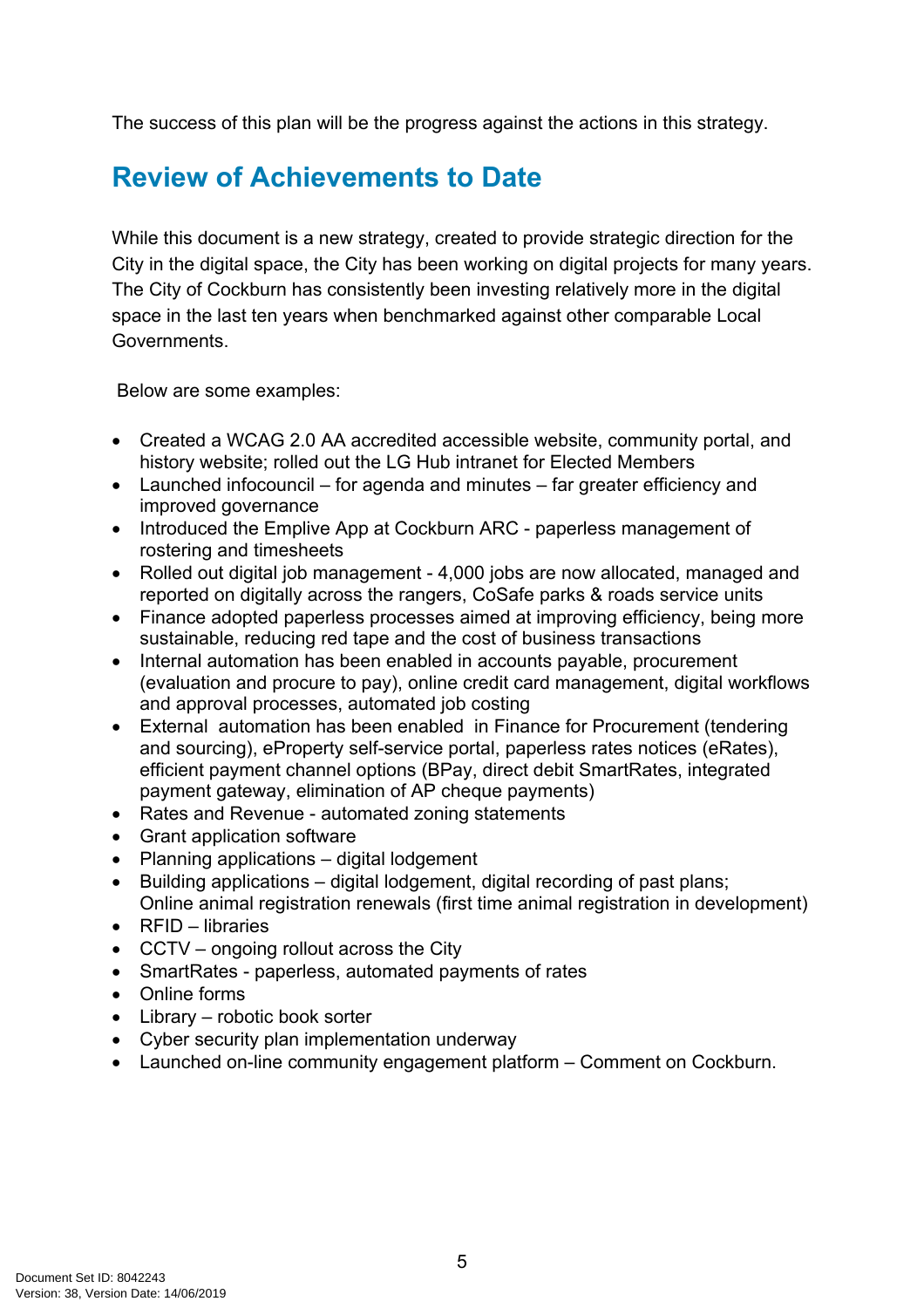The success of this plan will be the progress against the actions in this strategy.

## Review of Achievements to Date

While this document is a new strategy, created to provide strategic direction for the City in the digital space, the City has been working on digital projects for many years. The City of Cockburn has consistently been investing relatively more in the digital space in the last ten years when benchmarked against other comparable Local Governments.

Below are some examples:

- Created a WCAG 2.0 AA accredited accessible website, community portal, and history website; rolled out the LG Hub intranet for Elected Members
- Launched infocouncil – for agenda and minutes – far greater efficiency and improved governance
- Introduced the Emplive App at Cockburn ARC - paperless management of rostering and timesheets
- Rolled out digital job management - 4,000 jobs are now allocated, managed and reported on digitally across the rangers, CoSafe parks & roads service units
- Finance adopted paperless processes aimed at improving efficiency, being more sustainable, reducing red tape and the cost of business transactions
- Internal automation has been enabled in accounts payable, procurement (evaluation and procure to pay), online credit card management, digital workflows and approval processes, automated job costing
- External automation has been enabled in Finance for Procurement (tendering and sourcing), eProperty self-service portal, paperless rates notices (eRates), efficient payment channel options (BPay, direct debit SmartRates, integrated payment gateway, elimination of AP cheque payments)
- Rates and Revenue - automated zoning statements
- Grant application software
- Planning applications – digital lodgement
- Building applications – digital lodgement, digital recording of past plans; Online animal registration renewals (first time animal registration in development)
- RFID – libraries
- CCTV – ongoing rollout across the City
- SmartRates - paperless, automated payments of rates
- Online forms
- Library – robotic book sorter
- Cyber security plan implementation underway
- Launched on-line community engagement platform – Comment on Cockburn.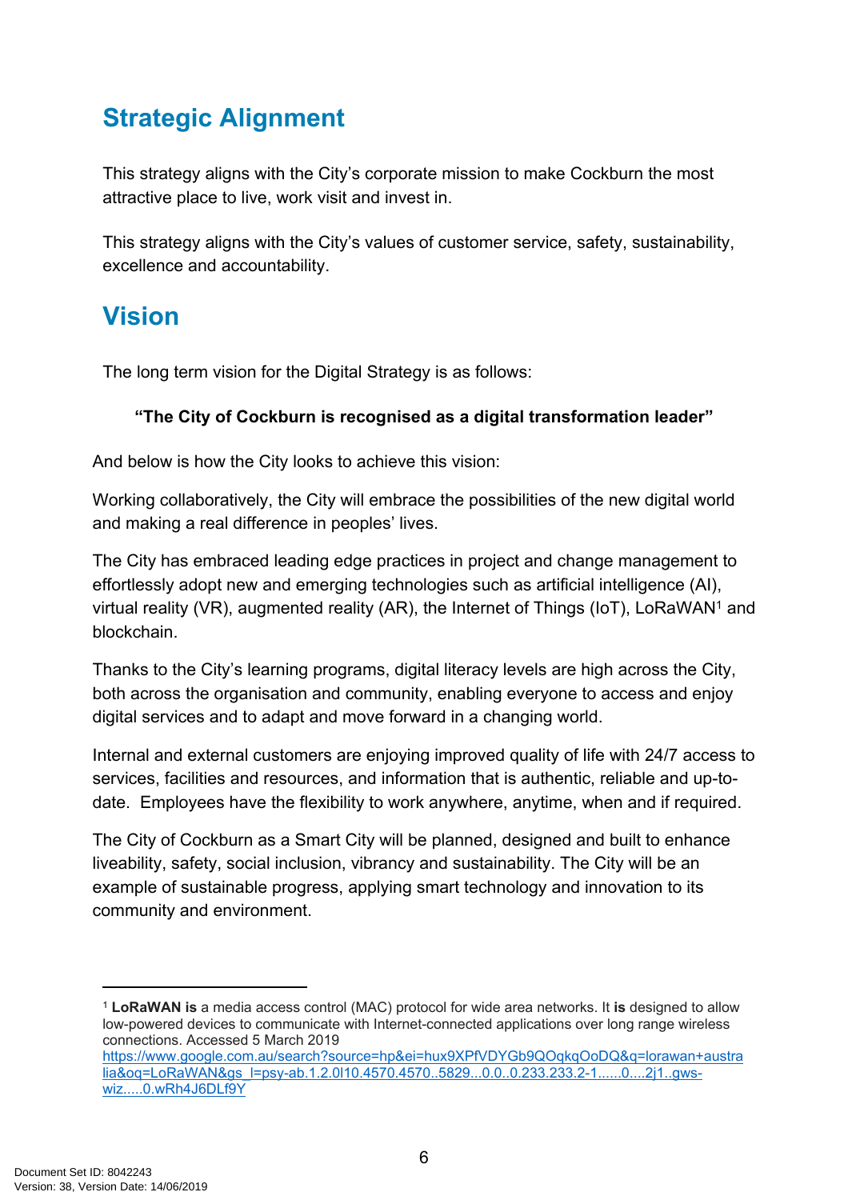## Strategic Alignment

This strategy aligns with the City's corporate mission to make Cockburn the most attractive place to live, work visit and invest in.

This strategy aligns with the City's values of customer service, safety, sustainability, excellence and accountability.

## Vision

The long term vision for the Digital Strategy is as follows:

**"The City of Cockburn is recognised as a digital transformation leader"**

And below is how the City looks to achieve this vision:

Working collaboratively, the City will embrace the possibilities of the new digital world and making a real difference in peoples' lives.

The City has embraced leading edge practices in project and change management to effortlessly adopt new and emerging technologies such as artificial intelligence (AI), virtual reality (VR), augmented reality (AR), the Internet of Things (IoT), LoRaWAN[1] and blockchain.

Thanks to the City's learning programs, digital literacy levels are high across the City, both across the organisation and community, enabling everyone to access and enjoy digital services and to adapt and move forward in a changing world.

Internal and external customers are enjoying improved quality of life with 24/7 access to services, facilities and resources, and information that is authentic, reliable and up-to-date. Employees have the flexibility to work anywhere, anytime, when and if required.

The City of Cockburn as a Smart City will be planned, designed and built to enhance liveability, safety, social inclusion, vibrancy and sustainability. The City will be an example of sustainable progress, applying smart technology and innovation to its community and environment.

---

[1] **LoRaWAN is** a media access control (MAC) protocol for wide area networks. It **is** designed to allow low-powered devices to communicate with Internet-connected applications over long range wireless connections. Accessed 5 March 2019 https://www.google.com.au/search?source=hp&ei=hux9XPfVDYGb9QOqkqOoDQ&q=lorawan+australia&oq=LoRaWAN&gs_l=psy-ab.1.2.0l10.4570.4570..5829...0.0..0.233.233.2-1......0....2j1..gws-wiz.....0.wRh4J6DLf9Y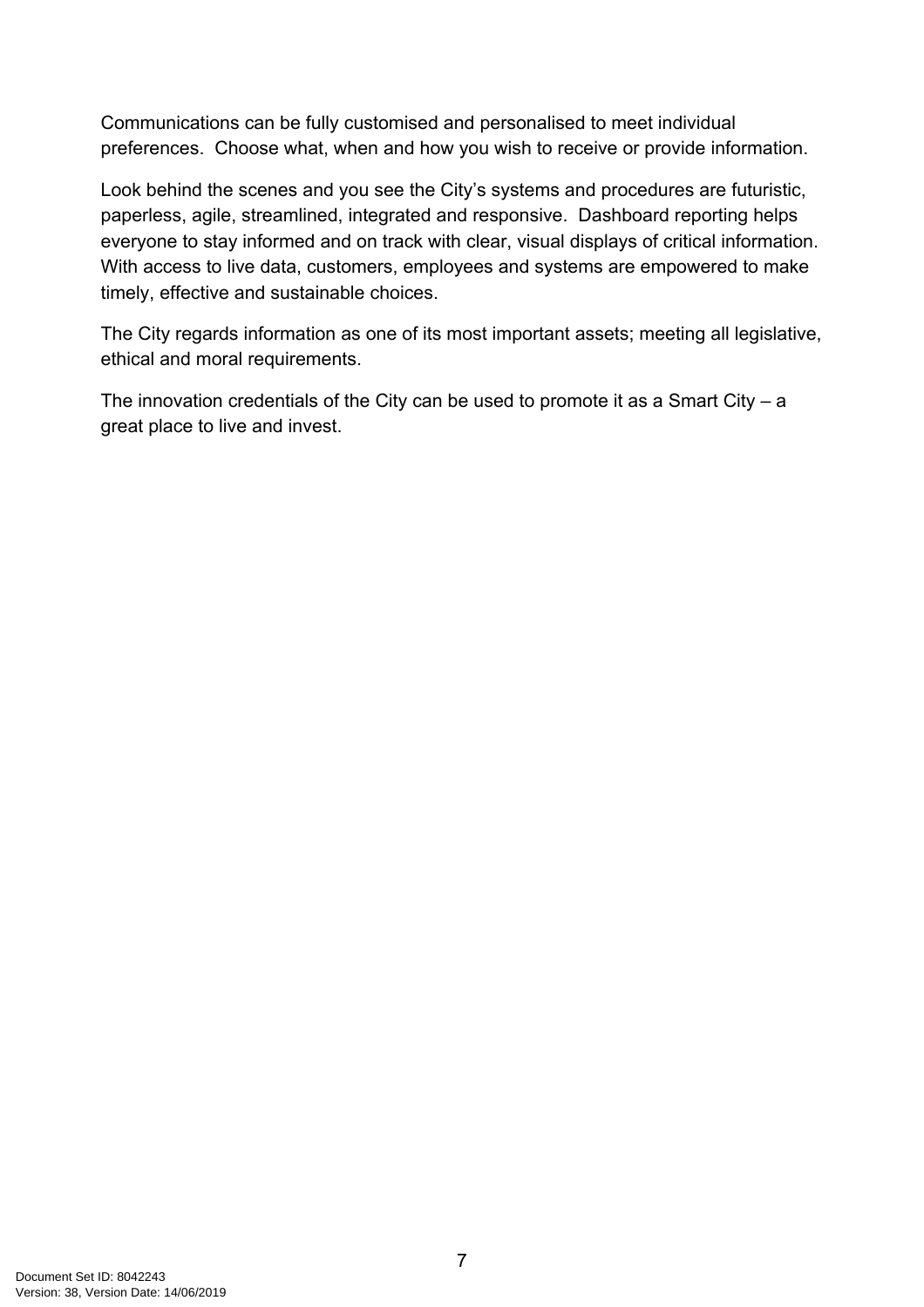Communications can be fully customised and personalised to meet individual preferences.  Choose what, when and how you wish to receive or provide information.

Look behind the scenes and you see the City's systems and procedures are futuristic, paperless, agile, streamlined, integrated and responsive.  Dashboard reporting helps everyone to stay informed and on track with clear, visual displays of critical information. With access to live data, customers, employees and systems are empowered to make timely, effective and sustainable choices.

The City regards information as one of its most important assets; meeting all legislative, ethical and moral requirements.

The innovation credentials of the City can be used to promote it as a Smart City – a great place to live and invest.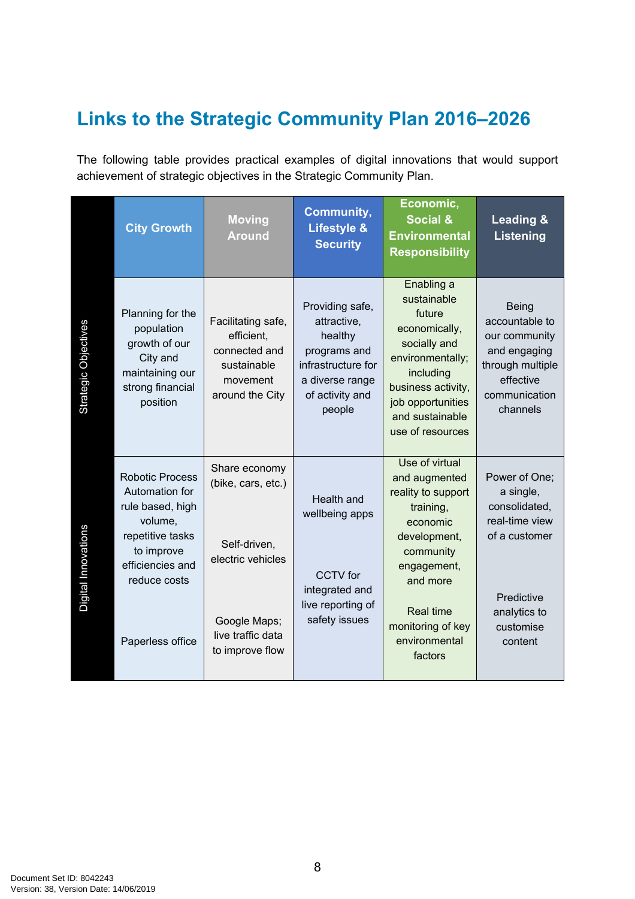## Links to the Strategic Community Plan 2016–2026

The following table provides practical examples of digital innovations that would support achievement of strategic objectives in the Strategic Community Plan.

| | City Growth | Moving Around | Community, Lifestyle & Security | Economic, Social & Environmental Responsibility | Leading & Listening |
|---|---|---|---|---|---|
| Strategic Objectives | Planning for the population growth of our City and maintaining our strong financial position | Facilitating safe, efficient, connected and sustainable movement around the City | Providing safe, attractive, healthy programs and infrastructure for a diverse range of activity and people | Enabling a sustainable future economically, socially and environmentally; including business activity, job opportunities and sustainable use of resources | Being accountable to our community and engaging through multiple effective communication channels |
| Digital Innovations | Robotic Process Automation for rule based, high volume, repetitive tasks to improve efficiencies and reduce costs<br><br>Paperless office | Share economy (bike, cars, etc.)<br><br>Self-driven, electric vehicles<br><br>Google Maps; live traffic data to improve flow | Health and wellbeing apps<br><br>CCTV for integrated and live reporting of safety issues | Use of virtual and augmented reality to support training, economic development, community engagement, and more<br><br>Real time monitoring of key environmental factors | Power of One; a single, consolidated, real-time view of a customer<br><br>Predictive analytics to customise content |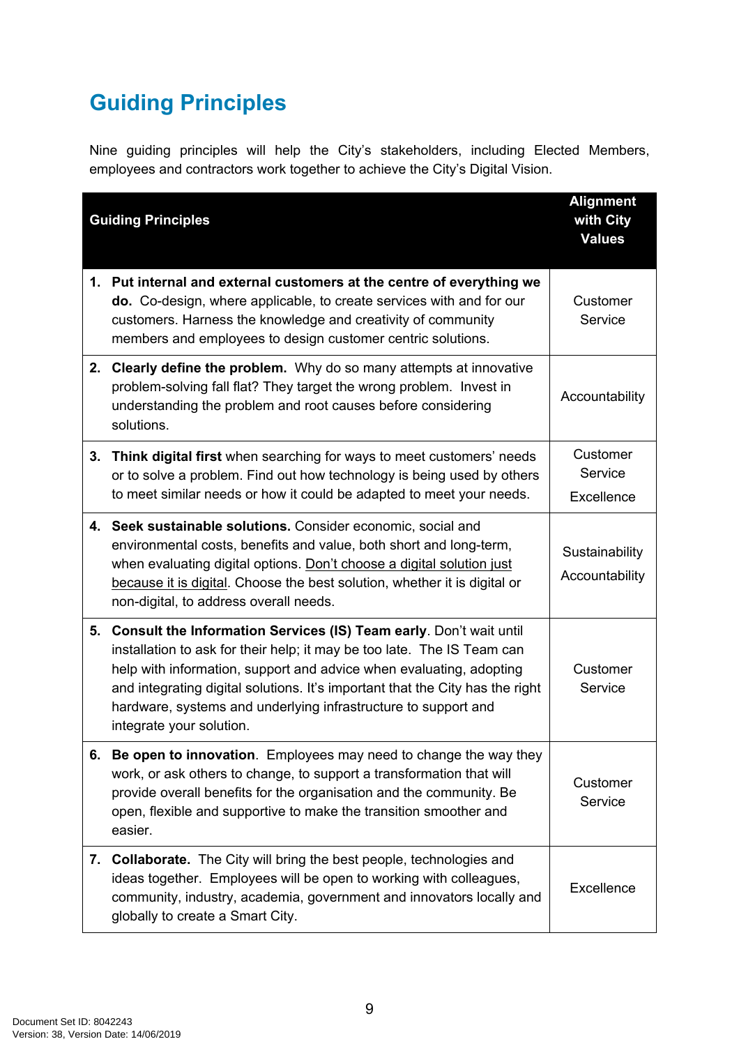## Guiding Principles

Nine guiding principles will help the City's stakeholders, including Elected Members, employees and contractors work together to achieve the City's Digital Vision.

| Guiding Principles | Alignment with City Values |
|---|---|
| 1. **Put internal and external customers at the centre of everything we do.** Co-design, where applicable, to create services with and for our customers. Harness the knowledge and creativity of community members and employees to design customer centric solutions. | Customer Service |
| 2. **Clearly define the problem.** Why do so many attempts at innovative problem-solving fall flat? They target the wrong problem. Invest in understanding the problem and root causes before considering solutions. | Accountability |
| 3. **Think digital first** when searching for ways to meet customers' needs or to solve a problem. Find out how technology is being used by others to meet similar needs or how it could be adapted to meet your needs. | Customer Service<br>Excellence |
| 4. **Seek sustainable solutions.** Consider economic, social and environmental costs, benefits and value, both short and long-term, when evaluating digital options. <u>Don't choose a digital solution just because it is digital</u>. Choose the best solution, whether it is digital or non-digital, to address overall needs. | Sustainability<br>Accountability |
| 5. **Consult the Information Services (IS) Team early**. Don't wait until installation to ask for their help; it may be too late. The IS Team can help with information, support and advice when evaluating, adopting and integrating digital solutions. It's important that the City has the right hardware, systems and underlying infrastructure to support and integrate your solution. | Customer Service |
| 6. **Be open to innovation**. Employees may need to change the way they work, or ask others to change, to support a transformation that will provide overall benefits for the organisation and the community. Be open, flexible and supportive to make the transition smoother and easier. | Customer Service |
| 7. **Collaborate.** The City will bring the best people, technologies and ideas together. Employees will be open to working with colleagues, community, industry, academia, government and innovators locally and globally to create a Smart City. | Excellence |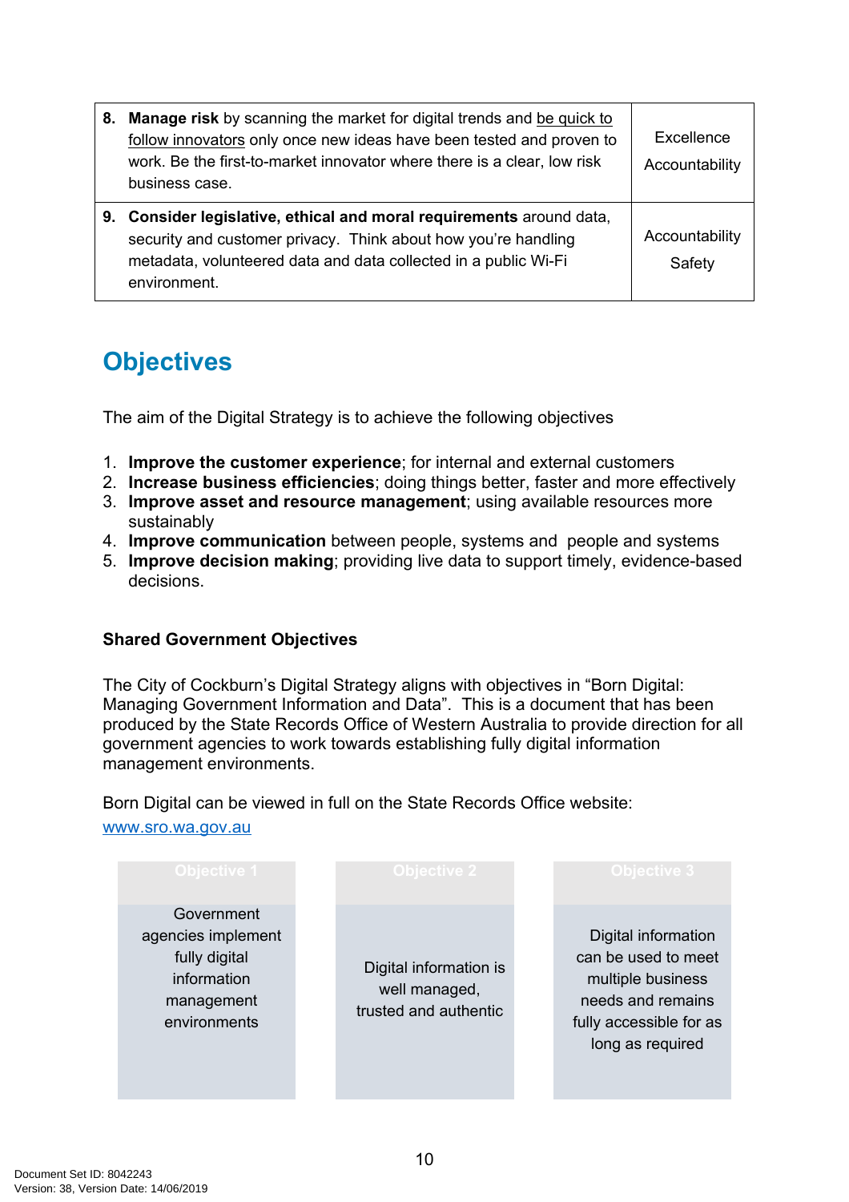| | |
|---|---|
| 8. **Manage risk** by scanning the market for digital trends and be quick to follow innovators only once new ideas have been tested and proven to work. Be the first-to-market innovator where there is a clear, low risk business case. | Excellence Accountability |
| 9. **Consider legislative, ethical and moral requirements** around data, security and customer privacy. Think about how you're handling metadata, volunteered data and data collected in a public Wi-Fi environment. | Accountability Safety |

# Objectives

The aim of the Digital Strategy is to achieve the following objectives

1. **Improve the customer experience**; for internal and external customers
2. **Increase business efficiencies**; doing things better, faster and more effectively
3. **Improve asset and resource management**; using available resources more sustainably
4. **Improve communication** between people, systems and people and systems
5. **Improve decision making**; providing live data to support timely, evidence-based decisions.

**Shared Government Objectives**

The City of Cockburn's Digital Strategy aligns with objectives in "Born Digital: Managing Government Information and Data". This is a document that has been produced by the State Records Office of Western Australia to provide direction for all government agencies to work towards establishing fully digital information management environments.

Born Digital can be viewed in full on the State Records Office website: www.sro.wa.gov.au

| Objective 1 | Objective 2 | Objective 3 |
|---|---|---|
| Government agencies implement fully digital information management environments | Digital information is well managed, trusted and authentic | Digital information can be used to meet multiple business needs and remains fully accessible for as long as required |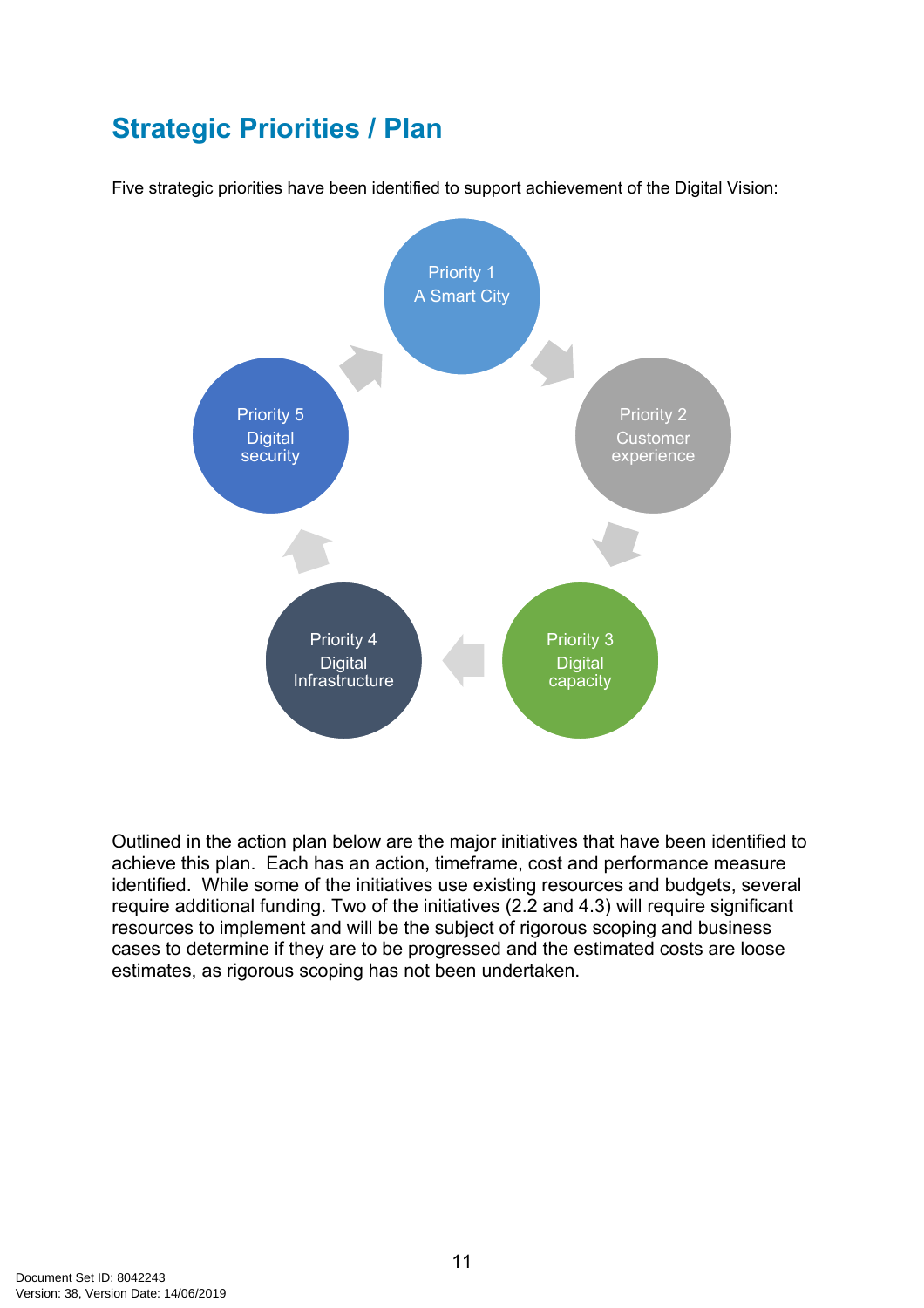## Strategic Priorities / Plan

Five strategic priorities have been identified to support achievement of the Digital Vision:

- Priority 1 A Smart City
- Priority 2 Customer experience
- Priority 3 Digital capacity
- Priority 4 Digital Infrastructure
- Priority 5 Digital security

Outlined in the action plan below are the major initiatives that have been identified to achieve this plan. Each has an action, timeframe, cost and performance measure identified. While some of the initiatives use existing resources and budgets, several require additional funding. Two of the initiatives (2.2 and 4.3) will require significant resources to implement and will be the subject of rigorous scoping and business cases to determine if they are to be progressed and the estimated costs are loose estimates, as rigorous scoping has not been undertaken.

Document Set ID: 8042243
Version: 38, Version Date: 14/06/2019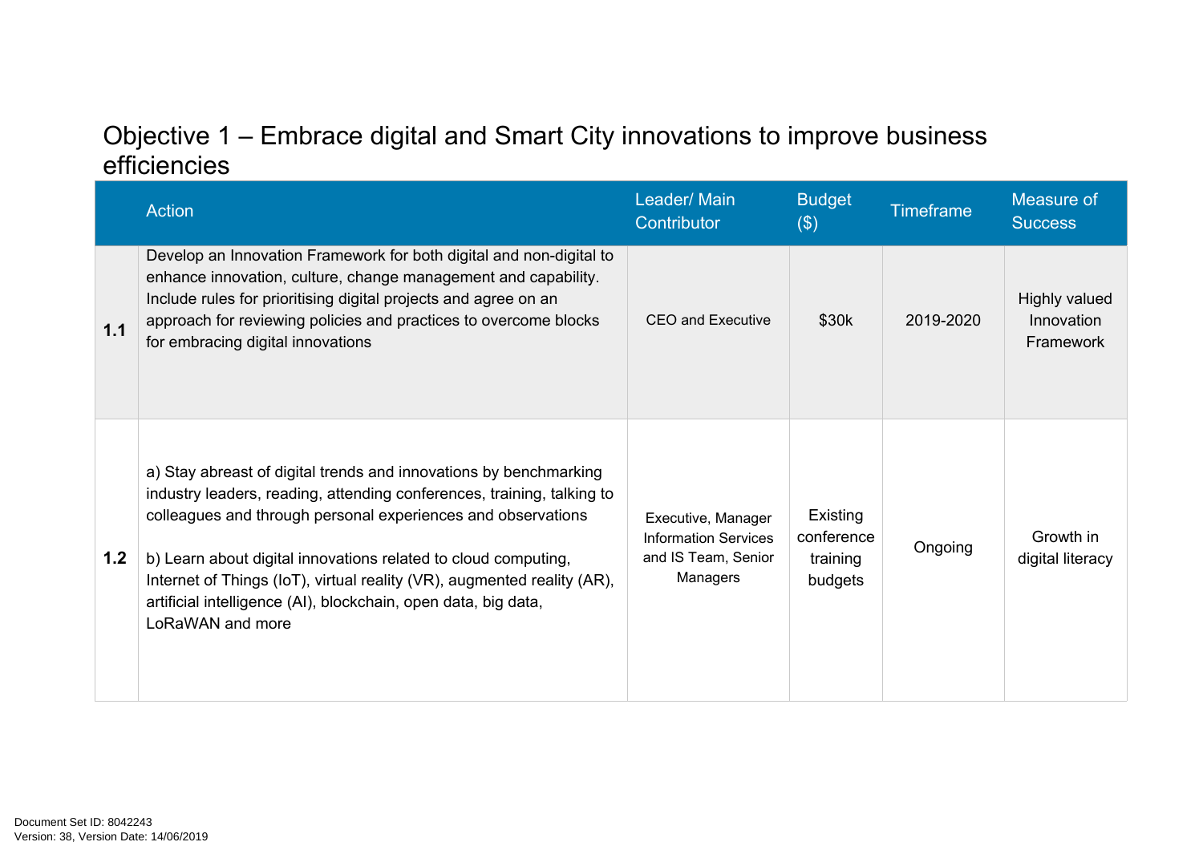## Objective 1 – Embrace digital and Smart City innovations to improve business efficiencies

| | Action | Leader/ Main Contributor | Budget ($) | Timeframe | Measure of Success |
|---|---|---|---|---|---|
| **1.1** | Develop an Innovation Framework for both digital and non-digital to enhance innovation, culture, change management and capability. Include rules for prioritising digital projects and agree on an approach for reviewing policies and practices to overcome blocks for embracing digital innovations | CEO and Executive | $30k | 2019-2020 | Highly valued Innovation Framework |
| **1.2** | a) Stay abreast of digital trends and innovations by benchmarking industry leaders, reading, attending conferences, training, talking to colleagues and through personal experiences and observations<br><br>b) Learn about digital innovations related to cloud computing, Internet of Things (IoT), virtual reality (VR), augmented reality (AR), artificial intelligence (AI), blockchain, open data, big data, LoRaWAN and more | Executive, Manager Information Services and IS Team, Senior Managers | Existing conference training budgets | Ongoing | Growth in digital literacy |

Document Set ID: 8042243
Version: 38, Version Date: 14/06/2019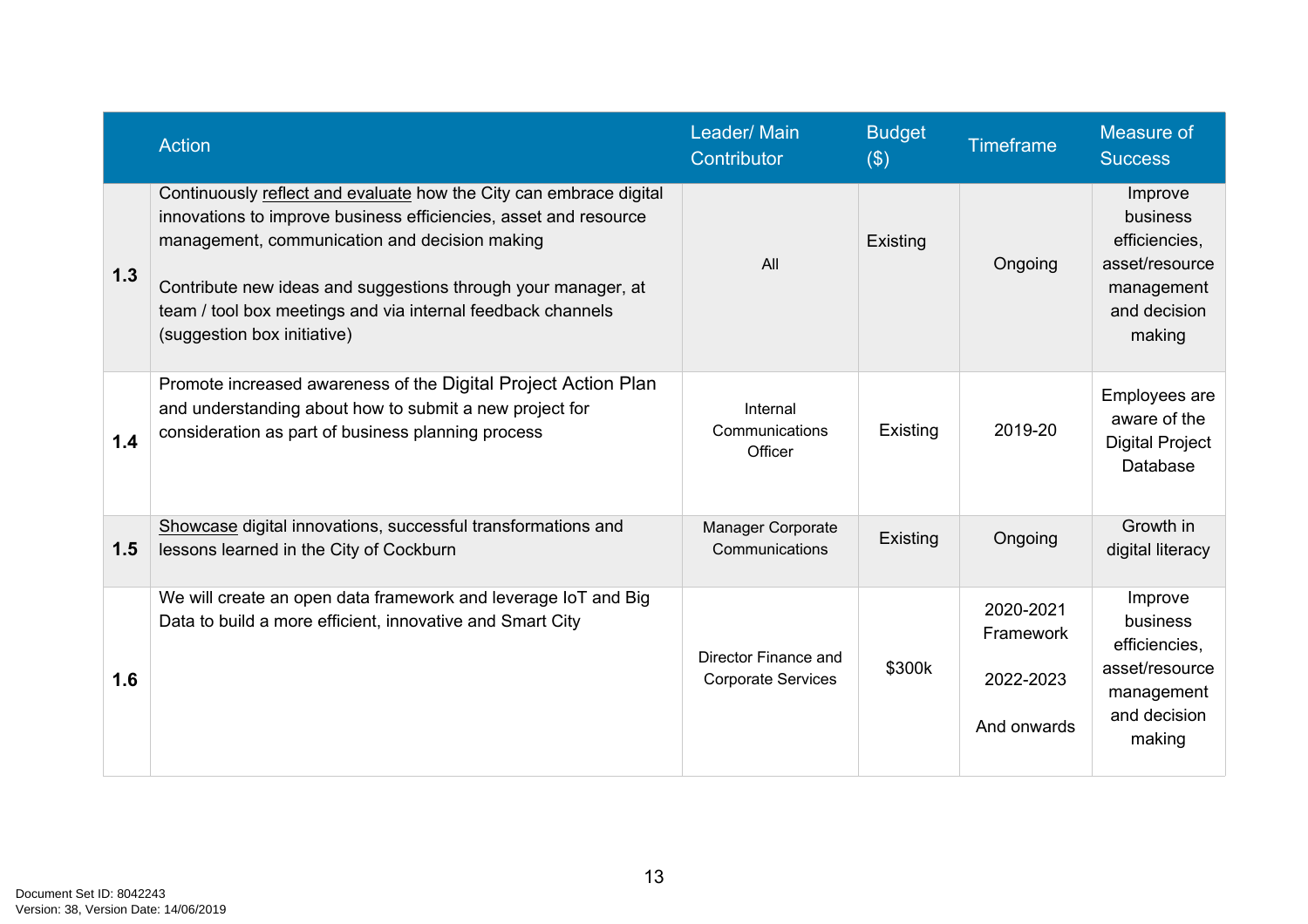| | Action | Leader/ Main Contributor | Budget ($) | Timeframe | Measure of Success |
|---|---|---|---|---|---|
| **1.3** | Continuously reflect and evaluate how the City can embrace digital innovations to improve business efficiencies, asset and resource management, communication and decision making<br><br>Contribute new ideas and suggestions through your manager, at team / tool box meetings and via internal feedback channels (suggestion box initiative) | All | Existing | Ongoing | Improve business efficiencies, asset/resource management and decision making |
| **1.4** | Promote increased awareness of the Digital Project Action Plan and understanding about how to submit a new project for consideration as part of business planning process | Internal Communications Officer | Existing | 2019-20 | Employees are aware of the Digital Project Database |
| **1.5** | Showcase digital innovations, successful transformations and lessons learned in the City of Cockburn | Manager Corporate Communications | Existing | Ongoing | Growth in digital literacy |
| **1.6** | We will create an open data framework and leverage IoT and Big Data to build a more efficient, innovative and Smart City | Director Finance and Corporate Services | $300k | 2020-2021 Framework<br><br>2022-2023<br><br>And onwards | Improve business efficiencies, asset/resource management and decision making |

Document Set ID: 8042243
Version: 38, Version Date: 14/06/2019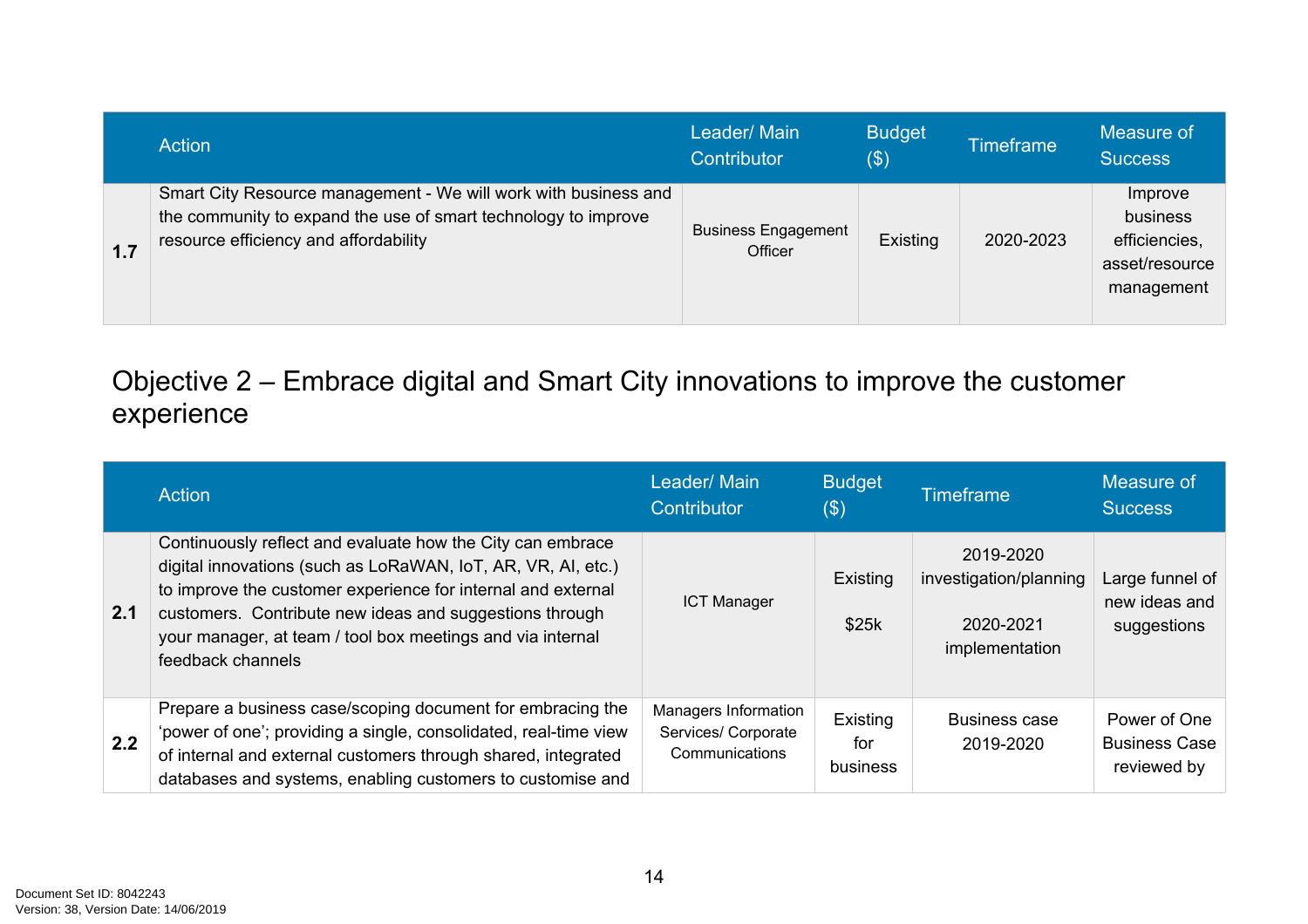|  | Action | Leader/ Main Contributor | Budget ($) | Timeframe | Measure of Success |
|---|---|---|---|---|---|
| 1.7 | Smart City Resource management - We will work with business and the community to expand the use of smart technology to improve resource efficiency and affordability | Business Engagement Officer | Existing | 2020-2023 | Improve business efficiencies, asset/resource management |

## Objective 2 – Embrace digital and Smart City innovations to improve the customer experience

|  | Action | Leader/ Main Contributor | Budget ($) | Timeframe | Measure of Success |
|---|---|---|---|---|---|
| 2.1 | Continuously reflect and evaluate how the City can embrace digital innovations (such as LoRaWAN, IoT, AR, VR, AI, etc.) to improve the customer experience for internal and external customers. Contribute new ideas and suggestions through your manager, at team / tool box meetings and via internal feedback channels | ICT Manager | Existing<br><br>$25k | 2019-2020 investigation/planning<br><br>2020-2021 implementation | Large funnel of new ideas and suggestions |
| 2.2 | Prepare a business case/scoping document for embracing the 'power of one'; providing a single, consolidated, real-time view of internal and external customers through shared, integrated databases and systems, enabling customers to customise and | Managers Information Services/ Corporate Communications | Existing for business | Business case 2019-2020 | Power of One Business Case reviewed by |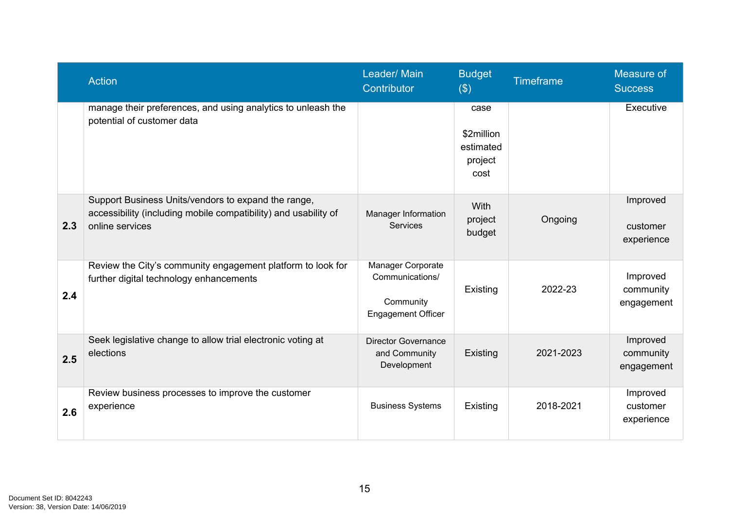| | Action | Leader/ Main Contributor | Budget ($) | Timeframe | Measure of Success |
|---|---|---|---|---|---|
| | manage their preferences, and using analytics to unleash the potential of customer data | | case<br><br>$2million estimated project cost | | Executive |
| **2.3** | Support Business Units/vendors to expand the range, accessibility (including mobile compatibility) and usability of online services | Manager Information Services | With project budget | Ongoing | Improved<br><br>customer experience |
| **2.4** | Review the City's community engagement platform to look for further digital technology enhancements | Manager Corporate Communications/<br><br>Community Engagement Officer | Existing | 2022-23 | Improved community engagement |
| **2.5** | Seek legislative change to allow trial electronic voting at elections | Director Governance and Community Development | Existing | 2021-2023 | Improved community engagement |
| **2.6** | Review business processes to improve the customer experience | Business Systems | Existing | 2018-2021 | Improved customer experience |

Document Set ID: 8042243
Version: 38, Version Date: 14/06/2019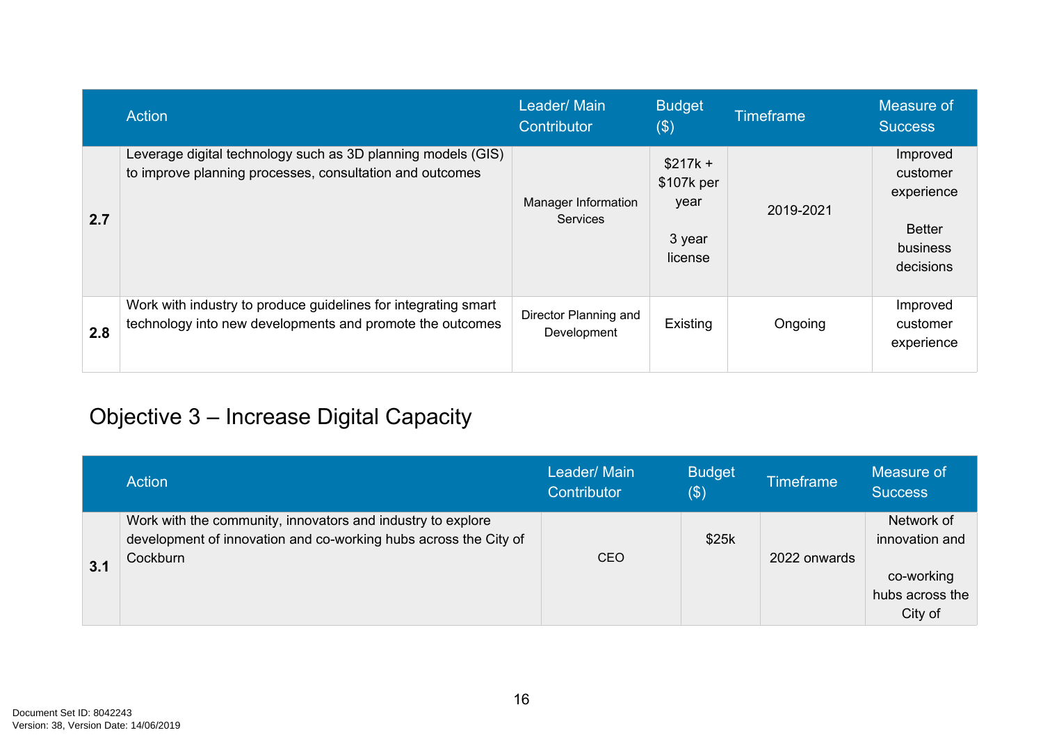| | Action | Leader/ Main Contributor | Budget ($) | Timeframe | Measure of Success |
|---|---|---|---|---|---|
| **2.7** | Leverage digital technology such as 3D planning models (GIS) to improve planning processes, consultation and outcomes | Manager Information Services | $217k + $107k per year<br><br>3 year license | 2019-2021 | Improved customer experience<br><br>Better business decisions |
| **2.8** | Work with industry to produce guidelines for integrating smart technology into new developments and promote the outcomes | Director Planning and Development | Existing | Ongoing | Improved customer experience |

## Objective 3 – Increase Digital Capacity

| | Action | Leader/ Main Contributor | Budget ($) | Timeframe | Measure of Success |
|---|---|---|---|---|---|
| **3.1** | Work with the community, innovators and industry to explore development of innovation and co-working hubs across the City of Cockburn | CEO | $25k | 2022 onwards | Network of innovation and<br><br>co-working hubs across the City of |

Document Set ID: 8042243
Version: 38, Version Date: 14/06/2019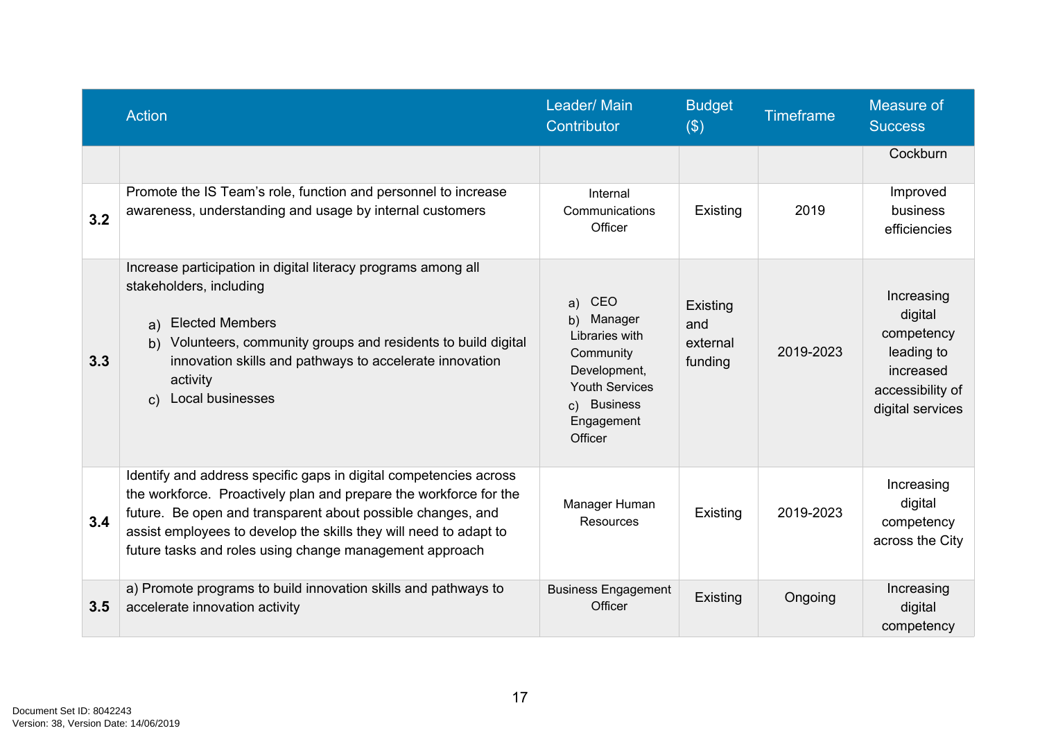| | Action | Leader/ Main Contributor | Budget ($) | Timeframe | Measure of Success |
|---|---|---|---|---|---|
| | | | | | Cockburn |
| **3.2** | Promote the IS Team's role, function and personnel to increase awareness, understanding and usage by internal customers | Internal Communications Officer | Existing | 2019 | Improved business efficiencies |
| **3.3** | Increase participation in digital literacy programs among all stakeholders, including<br><br>a) Elected Members<br>b) Volunteers, community groups and residents to build digital innovation skills and pathways to accelerate innovation activity<br>c) Local businesses | a) CEO<br>b) Manager Libraries with Community Development, Youth Services<br>c) Business Engagement Officer | Existing and external funding | 2019-2023 | Increasing digital competency leading to increased accessibility of digital services |
| **3.4** | Identify and address specific gaps in digital competencies across the workforce. Proactively plan and prepare the workforce for the future. Be open and transparent about possible changes, and assist employees to develop the skills they will need to adapt to future tasks and roles using change management approach | Manager Human Resources | Existing | 2019-2023 | Increasing digital competency across the City |
| **3.5** | a) Promote programs to build innovation skills and pathways to accelerate innovation activity | Business Engagement Officer | Existing | Ongoing | Increasing digital competency |

Document Set ID: 8042243
Version: 38, Version Date: 14/06/2019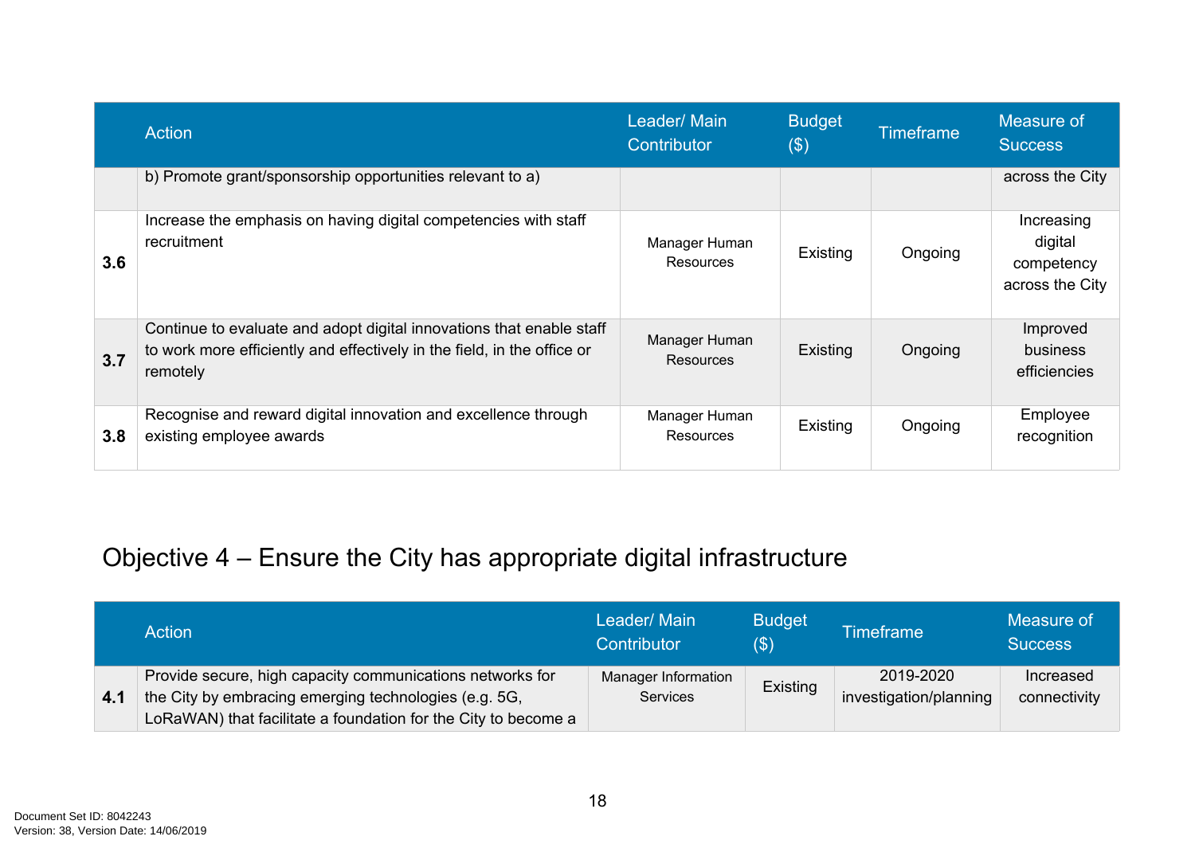| | Action | Leader/ Main Contributor | Budget ($) | Timeframe | Measure of Success |
|---|---|---|---|---|---|
| | b) Promote grant/sponsorship opportunities relevant to a) | | | | across the City |
| **3.6** | Increase the emphasis on having digital competencies with staff recruitment | Manager Human Resources | Existing | Ongoing | Increasing digital competency across the City |
| **3.7** | Continue to evaluate and adopt digital innovations that enable staff to work more efficiently and effectively in the field, in the office or remotely | Manager Human Resources | Existing | Ongoing | Improved business efficiencies |
| **3.8** | Recognise and reward digital innovation and excellence through existing employee awards | Manager Human Resources | Existing | Ongoing | Employee recognition |

## Objective 4 – Ensure the City has appropriate digital infrastructure

| | Action | Leader/ Main Contributor | Budget ($) | Timeframe | Measure of Success |
|---|---|---|---|---|---|
| **4.1** | Provide secure, high capacity communications networks for the City by embracing emerging technologies (e.g. 5G, LoRaWAN) that facilitate a foundation for the City to become a | Manager Information Services | Existing | 2019-2020 investigation/planning | Increased connectivity |

Document Set ID: 8042243
Version: 38, Version Date: 14/06/2019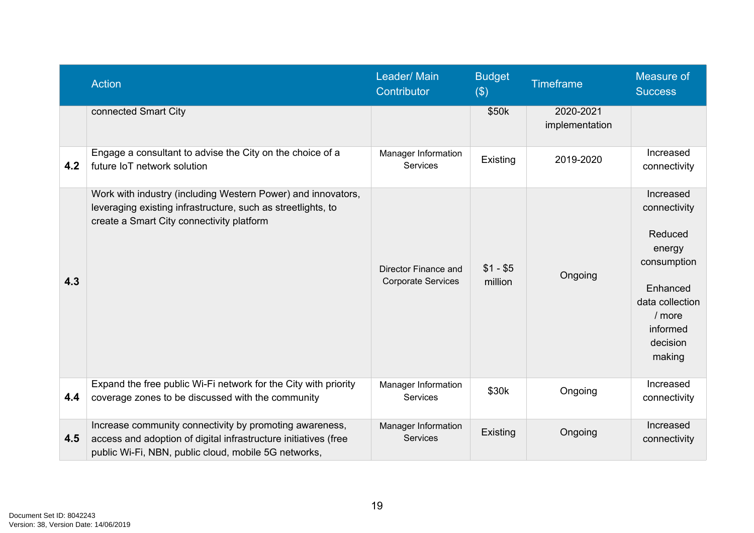| | Action | Leader/ Main Contributor | Budget ($) | Timeframe | Measure of Success |
|---|---|---|---|---|---|
| | connected Smart City | | $50k | 2020-2021 implementation | |
| **4.2** | Engage a consultant to advise the City on the choice of a future IoT network solution | Manager Information Services | Existing | 2019-2020 | Increased connectivity |
| **4.3** | Work with industry (including Western Power) and innovators, leveraging existing infrastructure, such as streetlights, to create a Smart City connectivity platform | Director Finance and Corporate Services | $1 - $5 million | Ongoing | Increased connectivity<br><br>Reduced energy consumption<br><br>Enhanced data collection / more informed decision making |
| **4.4** | Expand the free public Wi-Fi network for the City with priority coverage zones to be discussed with the community | Manager Information Services | $30k | Ongoing | Increased connectivity |
| **4.5** | Increase community connectivity by promoting awareness, access and adoption of digital infrastructure initiatives (free public Wi-Fi, NBN, public cloud, mobile 5G networks, | Manager Information Services | Existing | Ongoing | Increased connectivity |

Document Set ID: 8042243
Version: 38, Version Date: 14/06/2019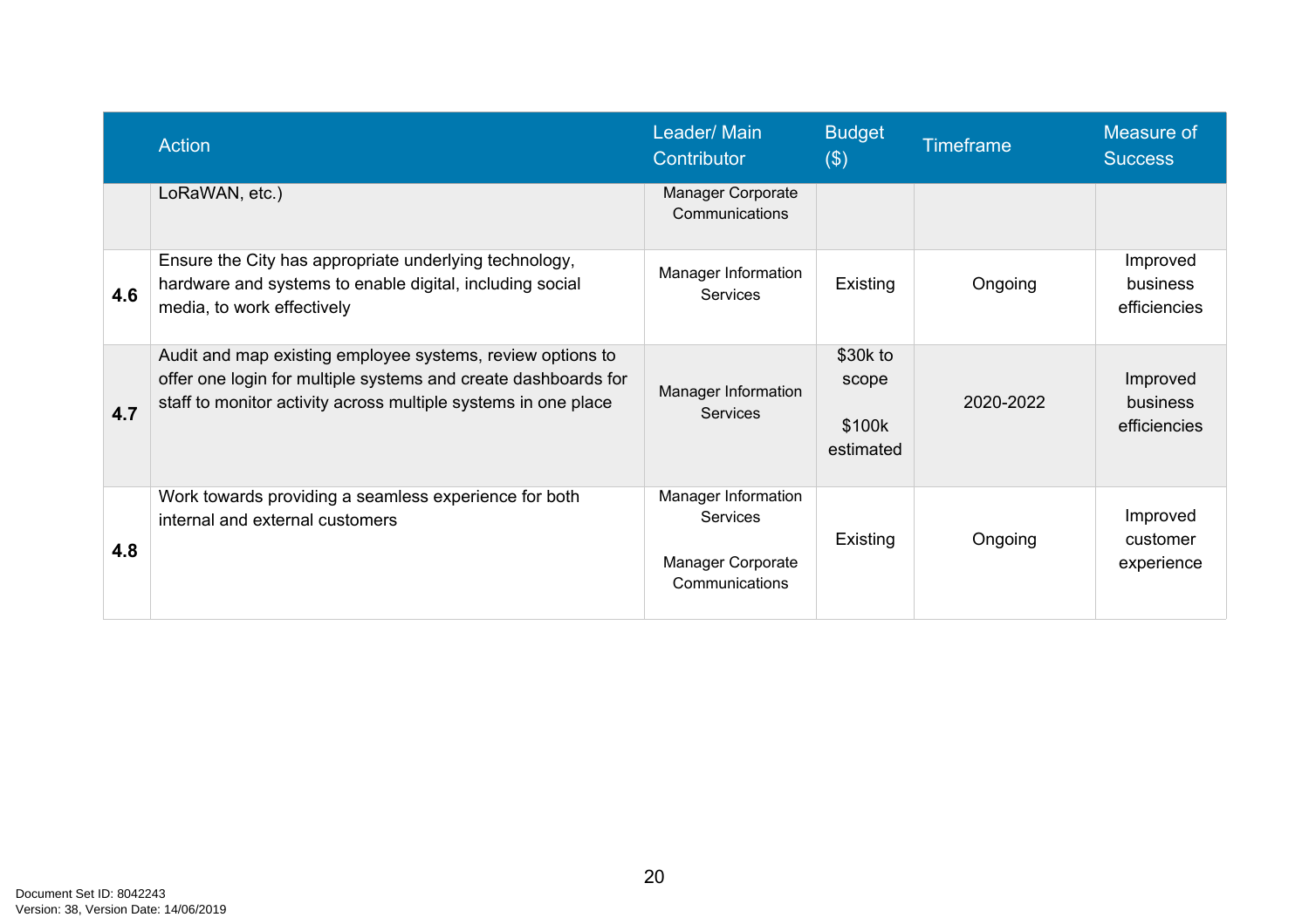| | Action | Leader/ Main Contributor | Budget ($) | Timeframe | Measure of Success |
|---|---|---|---|---|---|
| | LoRaWAN, etc.) | Manager Corporate Communications | | | |
| **4.6** | Ensure the City has appropriate underlying technology, hardware and systems to enable digital, including social media, to work effectively | Manager Information Services | Existing | Ongoing | Improved business efficiencies |
| **4.7** | Audit and map existing employee systems, review options to offer one login for multiple systems and create dashboards for staff to monitor activity across multiple systems in one place | Manager Information Services | $30k to scope<br><br>$100k estimated | 2020-2022 | Improved business efficiencies |
| **4.8** | Work towards providing a seamless experience for both internal and external customers | Manager Information Services<br><br>Manager Corporate Communications | Existing | Ongoing | Improved customer experience |

Document Set ID: 8042243
Version: 38, Version Date: 14/06/2019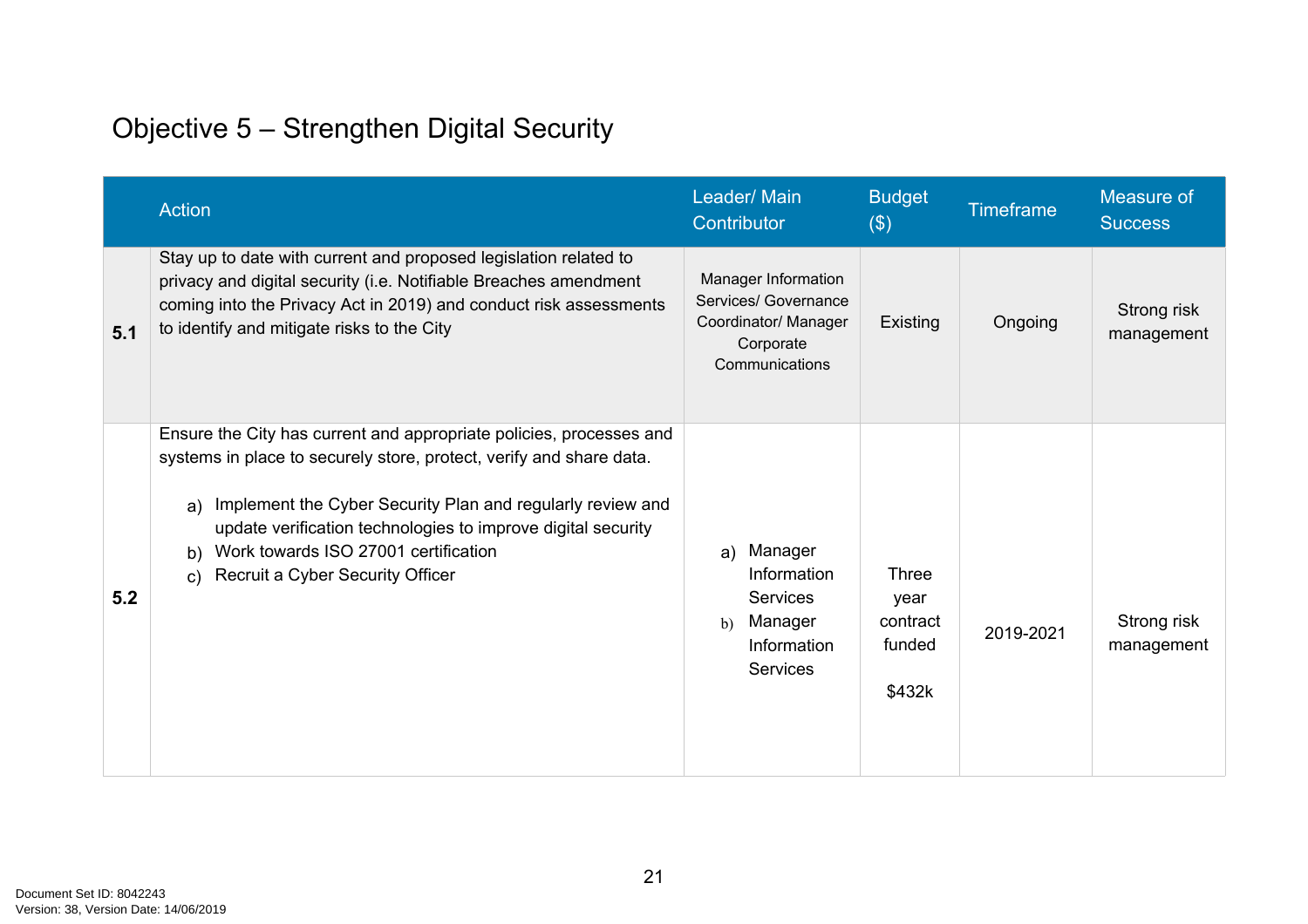# Objective 5 – Strengthen Digital Security

| | Action | Leader/ Main Contributor | Budget ($) | Timeframe | Measure of Success |
|---|---|---|---|---|---|
| 5.1 | Stay up to date with current and proposed legislation related to privacy and digital security (i.e. Notifiable Breaches amendment coming into the Privacy Act in 2019) and conduct risk assessments to identify and mitigate risks to the City | Manager Information Services/ Governance Coordinator/ Manager Corporate Communications | Existing | Ongoing | Strong risk management |
| 5.2 | Ensure the City has current and appropriate policies, processes and systems in place to securely store, protect, verify and share data.<br><br>a) Implement the Cyber Security Plan and regularly review and update verification technologies to improve digital security<br>b) Work towards ISO 27001 certification<br>c) Recruit a Cyber Security Officer | a) Manager Information Services<br>b) Manager Information Services | Three year contract funded<br><br>$432k | 2019-2021 | Strong risk management |

Document Set ID: 8042243
Version: 38, Version Date: 14/06/2019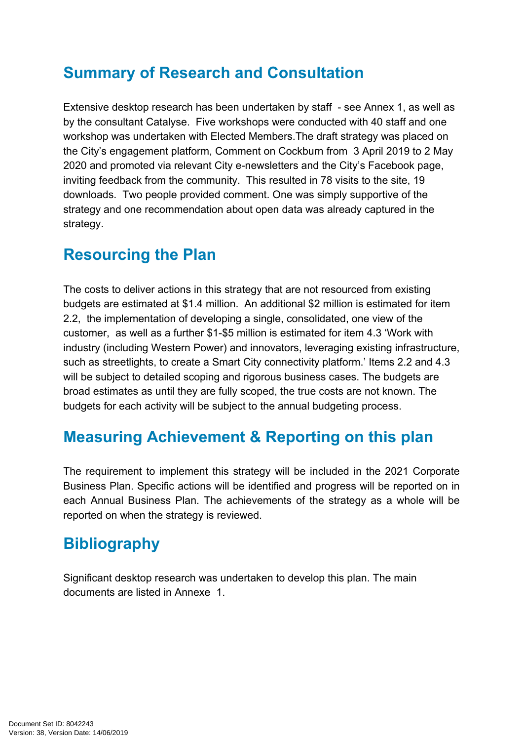## Summary of Research and Consultation

Extensive desktop research has been undertaken by staff - see Annex 1, as well as by the consultant Catalyse. Five workshops were conducted with 40 staff and one workshop was undertaken with Elected Members.The draft strategy was placed on the City's engagement platform, Comment on Cockburn from 3 April 2019 to 2 May 2020 and promoted via relevant City e-newsletters and the City's Facebook page, inviting feedback from the community. This resulted in 78 visits to the site, 19 downloads. Two people provided comment. One was simply supportive of the strategy and one recommendation about open data was already captured in the strategy.

## Resourcing the Plan

The costs to deliver actions in this strategy that are not resourced from existing budgets are estimated at $1.4 million. An additional $2 million is estimated for item 2.2, the implementation of developing a single, consolidated, one view of the customer, as well as a further $1-$5 million is estimated for item 4.3 'Work with industry (including Western Power) and innovators, leveraging existing infrastructure, such as streetlights, to create a Smart City connectivity platform.' Items 2.2 and 4.3 will be subject to detailed scoping and rigorous business cases. The budgets are broad estimates as until they are fully scoped, the true costs are not known. The budgets for each activity will be subject to the annual budgeting process.

## Measuring Achievement & Reporting on this plan

The requirement to implement this strategy will be included in the 2021 Corporate Business Plan. Specific actions will be identified and progress will be reported on in each Annual Business Plan. The achievements of the strategy as a whole will be reported on when the strategy is reviewed.

## Bibliography

Significant desktop research was undertaken to develop this plan. The main documents are listed in Annexe 1.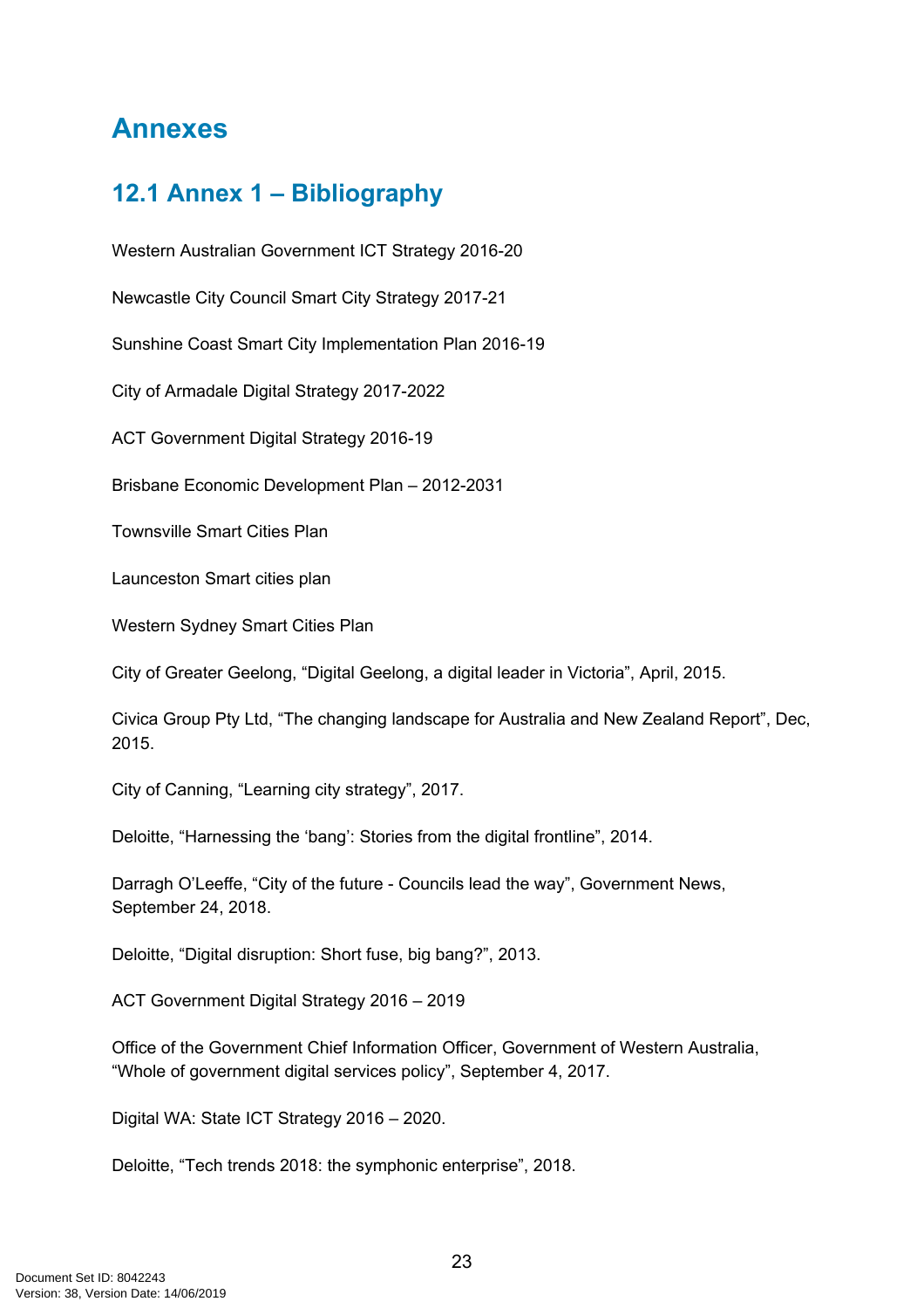# Annexes

## 12.1 Annex 1 – Bibliography

Western Australian Government ICT Strategy 2016-20

Newcastle City Council Smart City Strategy 2017-21

Sunshine Coast Smart City Implementation Plan 2016-19

City of Armadale Digital Strategy 2017-2022

ACT Government Digital Strategy 2016-19

Brisbane Economic Development Plan – 2012-2031

Townsville Smart Cities Plan

Launceston Smart cities plan

Western Sydney Smart Cities Plan

City of Greater Geelong, "Digital Geelong, a digital leader in Victoria", April, 2015.

Civica Group Pty Ltd, "The changing landscape for Australia and New Zealand Report", Dec, 2015.

City of Canning, "Learning city strategy", 2017.

Deloitte, "Harnessing the 'bang': Stories from the digital frontline", 2014.

Darragh O'Leeffe, "City of the future - Councils lead the way", Government News, September 24, 2018.

Deloitte, "Digital disruption: Short fuse, big bang?", 2013.

ACT Government Digital Strategy 2016 – 2019

Office of the Government Chief Information Officer, Government of Western Australia, "Whole of government digital services policy", September 4, 2017.

Digital WA: State ICT Strategy 2016 – 2020.

Deloitte, "Tech trends 2018: the symphonic enterprise", 2018.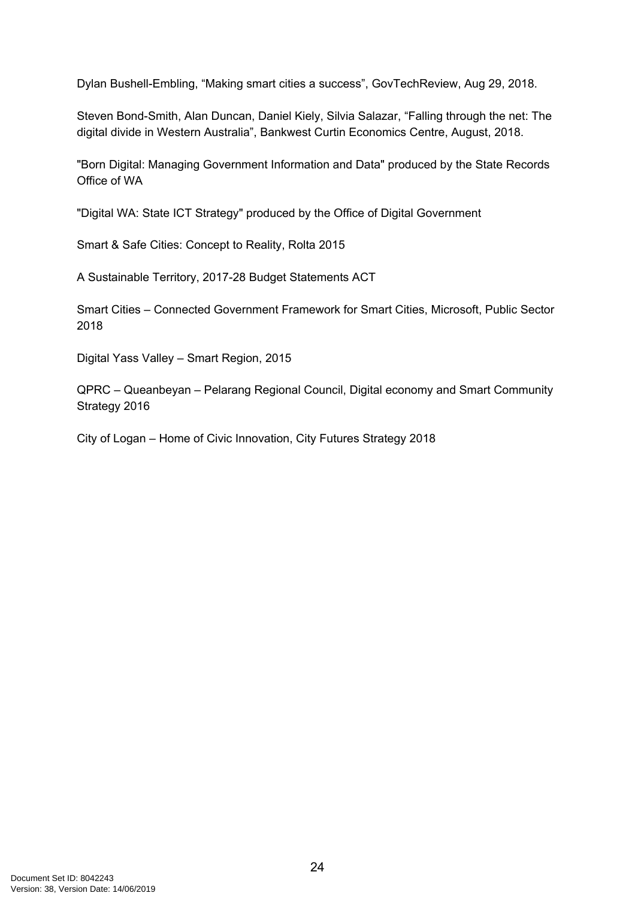Dylan Bushell-Embling, “Making smart cities a success”, GovTechReview, Aug 29, 2018.

Steven Bond-Smith, Alan Duncan, Daniel Kiely, Silvia Salazar, “Falling through the net: The digital divide in Western Australia”, Bankwest Curtin Economics Centre, August, 2018.

"Born Digital: Managing Government Information and Data" produced by the State Records Office of WA

"Digital WA: State ICT Strategy" produced by the Office of Digital Government

Smart & Safe Cities: Concept to Reality, Rolta 2015

A Sustainable Territory, 2017-28 Budget Statements ACT

Smart Cities – Connected Government Framework for Smart Cities, Microsoft, Public Sector 2018

Digital Yass Valley – Smart Region, 2015

QPRC – Queanbeyan – Pelarang Regional Council, Digital economy and Smart Community Strategy 2016

City of Logan – Home of Civic Innovation, City Futures Strategy 2018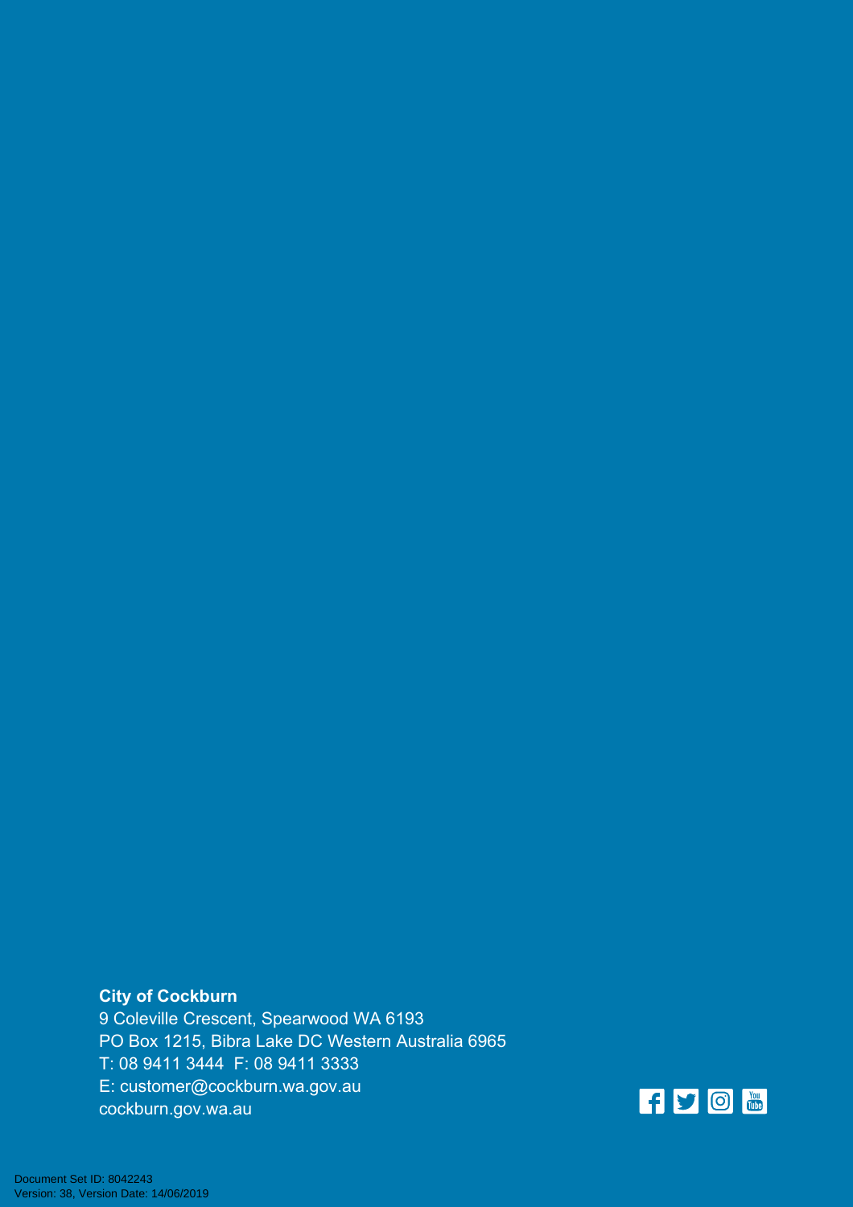**City of Cockburn**
9 Coleville Crescent, Spearwood WA 6193
PO Box 1215, Bibra Lake DC Western Australia 6965
T: 08 9411 3444 F: 08 9411 3333
E: customer@cockburn.wa.gov.au
cockburn.gov.wa.au

Document Set ID: 8042243
Version: 38, Version Date: 14/06/2019